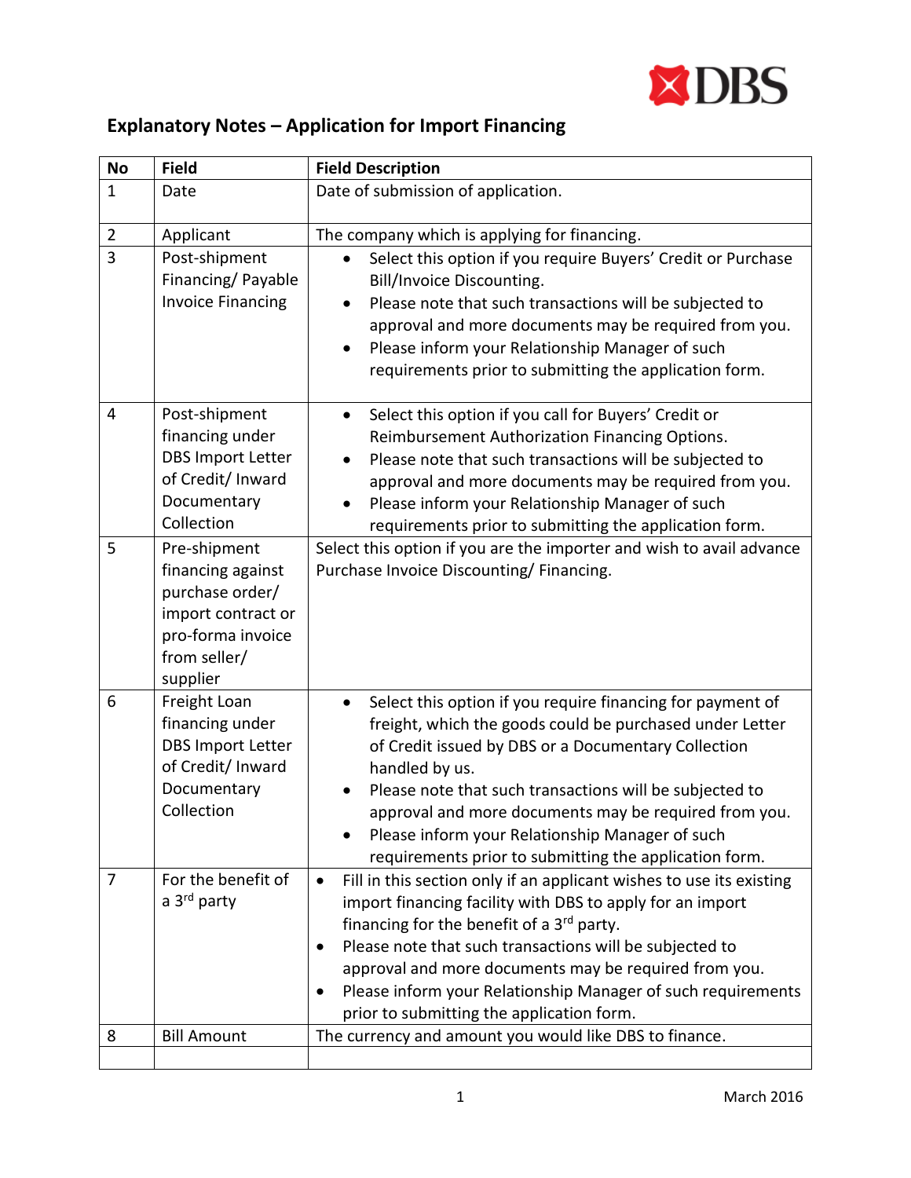# Explanatory Notes – Application for Import Financing

| No | Field | Field Description |
|---|---|---|
| 1 | Date | Date of submission of application. |
| 2 | Applicant | The company which is applying for financing. |
| 3 | Post-shipment Financing/ Payable Invoice Financing | • Select this option if you require Buyers' Credit or Purchase Bill/Invoice Discounting.<br>• Please note that such transactions will be subjected to approval and more documents may be required from you.<br>• Please inform your Relationship Manager of such requirements prior to submitting the application form. |
| 4 | Post-shipment financing under DBS Import Letter of Credit/ Inward Documentary Collection | • Select this option if you call for Buyers' Credit or Reimbursement Authorization Financing Options.<br>• Please note that such transactions will be subjected to approval and more documents may be required from you.<br>• Please inform your Relationship Manager of such requirements prior to submitting the application form. |
| 5 | Pre-shipment financing against purchase order/ import contract or pro-forma invoice from seller/ supplier | Select this option if you are the importer and wish to avail advance Purchase Invoice Discounting/ Financing. |
| 6 | Freight Loan financing under DBS Import Letter of Credit/ Inward Documentary Collection | • Select this option if you require financing for payment of freight, which the goods could be purchased under Letter of Credit issued by DBS or a Documentary Collection handled by us.<br>• Please note that such transactions will be subjected to approval and more documents may be required from you.<br>• Please inform your Relationship Manager of such requirements prior to submitting the application form. |
| 7 | For the benefit of a 3rd party | • Fill in this section only if an applicant wishes to use its existing import financing facility with DBS to apply for an import financing for the benefit of a 3rd party.<br>• Please note that such transactions will be subjected to approval and more documents may be required from you.<br>• Please inform your Relationship Manager of such requirements prior to submitting the application form. |
| 8 | Bill Amount | The currency and amount you would like DBS to finance. |
| | | |

March 2016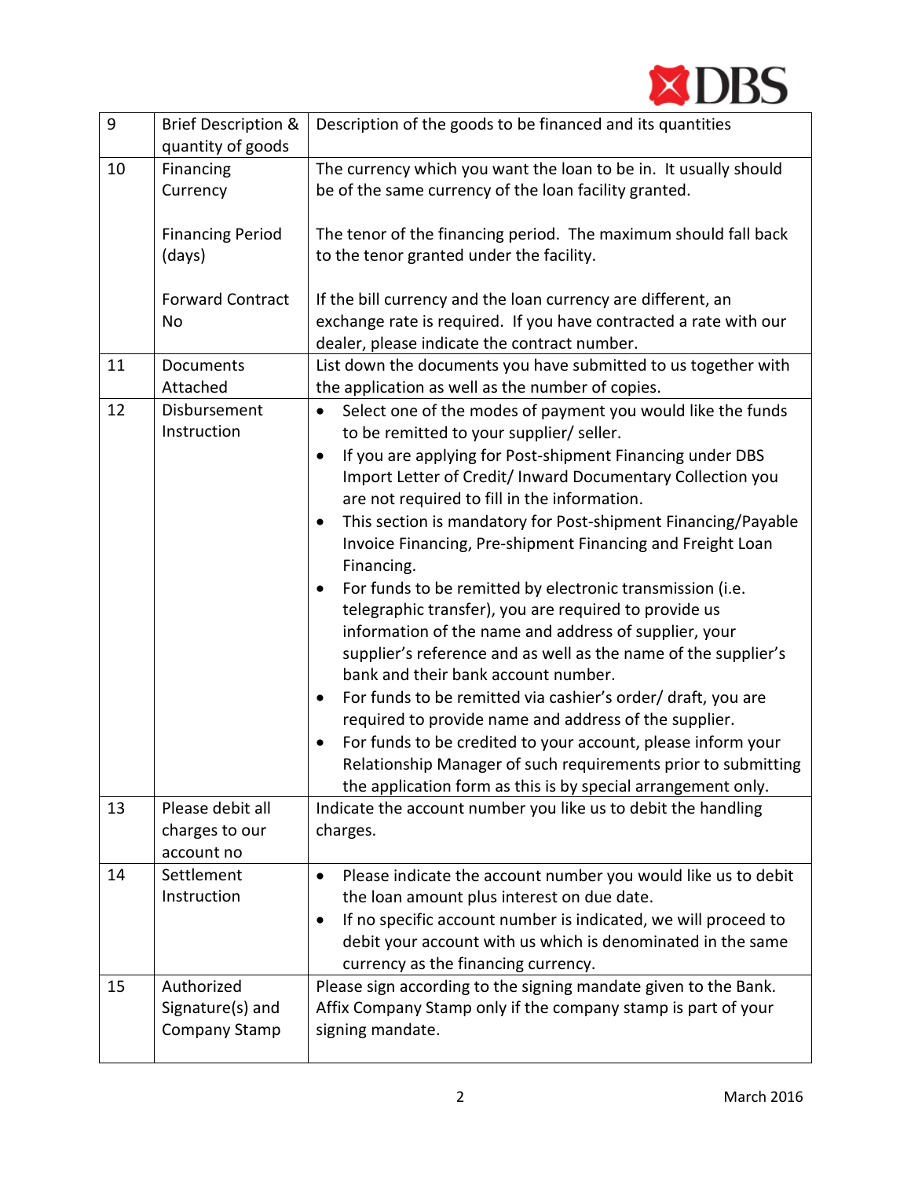| | | |
|---|---|---|
| 9 | Brief Description & quantity of goods | Description of the goods to be financed and its quantities |
| 10 | Financing Currency<br><br>Financing Period (days)<br><br>Forward Contract No | The currency which you want the loan to be in. It usually should be of the same currency of the loan facility granted.<br><br>The tenor of the financing period. The maximum should fall back to the tenor granted under the facility.<br><br>If the bill currency and the loan currency are different, an exchange rate is required. If you have contracted a rate with our dealer, please indicate the contract number. |
| 11 | Documents Attached | List down the documents you have submitted to us together with the application as well as the number of copies. |
| 12 | Disbursement Instruction | • Select one of the modes of payment you would like the funds to be remitted to your supplier/ seller.<br>• If you are applying for Post-shipment Financing under DBS Import Letter of Credit/ Inward Documentary Collection you are not required to fill in the information.<br>• This section is mandatory for Post-shipment Financing/Payable Invoice Financing, Pre-shipment Financing and Freight Loan Financing.<br>• For funds to be remitted by electronic transmission (i.e. telegraphic transfer), you are required to provide us information of the name and address of supplier, your supplier's reference and as well as the name of the supplier's bank and their bank account number.<br>• For funds to be remitted via cashier's order/ draft, you are required to provide name and address of the supplier.<br>• For funds to be credited to your account, please inform your Relationship Manager of such requirements prior to submitting the application form as this is by special arrangement only. |
| 13 | Please debit all charges to our account no | Indicate the account number you like us to debit the handling charges. |
| 14 | Settlement Instruction | • Please indicate the account number you would like us to debit the loan amount plus interest on due date.<br>• If no specific account number is indicated, we will proceed to debit your account with us which is denominated in the same currency as the financing currency. |
| 15 | Authorized Signature(s) and Company Stamp | Please sign according to the signing mandate given to the Bank. Affix Company Stamp only if the company stamp is part of your signing mandate. |

March 2016